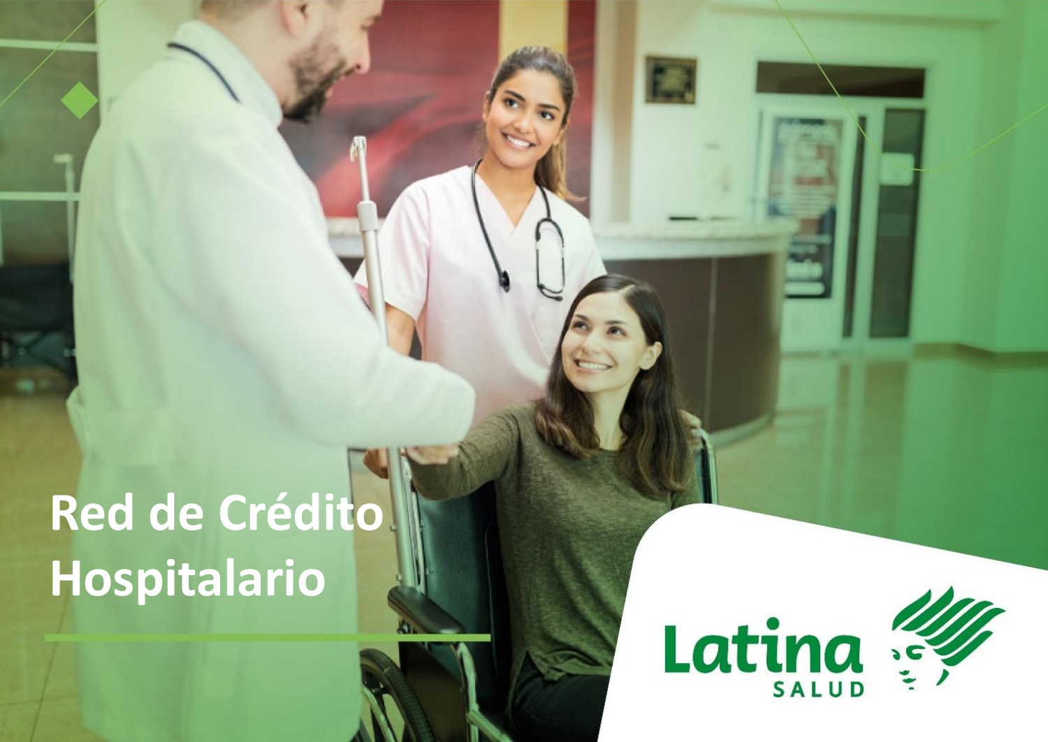# Red de Crédito Hospitalario

Latina SALUD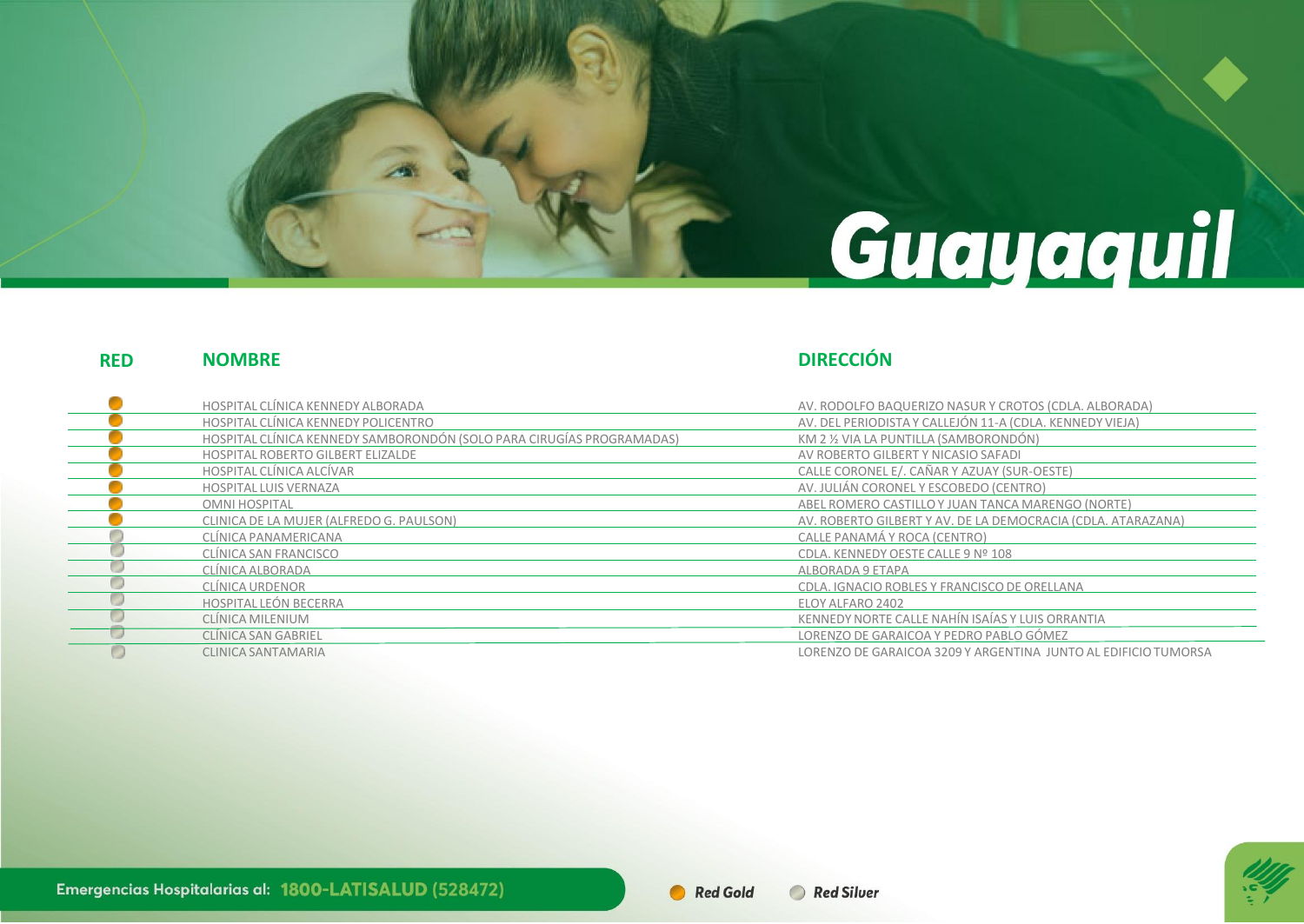# Guayaquil

| RED | NOMBRE | DIRECCIÓN |
| --- | --- | --- |
| Red Gold | HOSPITAL CLÍNICA KENNEDY ALBORADA | AV. RODOLFO BAQUERIZO NASUR Y CROTOS (CDLA. ALBORADA) |
| Red Gold | HOSPITAL CLÍNICA KENNEDY POLICENTRO | AV. DEL PERIODISTA Y CALLEJÓN 11-A (CDLA. KENNEDY VIEJA) |
| Red Gold | HOSPITAL CLÍNICA KENNEDY SAMBORONDÓN (SOLO PARA CIRUGÍAS PROGRAMADAS) | KM 2 ½ VIA LA PUNTILLA (SAMBORONDÓN) |
| Red Gold | HOSPITAL ROBERTO GILBERT ELIZALDE | AV ROBERTO GILBERT Y NICASIO SAFADI |
| Red Gold | HOSPITAL CLÍNICA ALCÍVAR | CALLE CORONEL E/. CAÑAR Y AZUAY (SUR-OESTE) |
| Red Gold | HOSPITAL LUIS VERNAZA | AV. JULIÁN CORONEL Y ESCOBEDO (CENTRO) |
| Red Gold | OMNI HOSPITAL | ABEL ROMERO CASTILLO Y JUAN TANCA MARENGO (NORTE) |
| Red Gold | CLINICA DE LA MUJER (ALFREDO G. PAULSON) | AV. ROBERTO GILBERT Y AV. DE LA DEMOCRACIA (CDLA. ATARAZANA) |
| Red Silver | CLÍNICA PANAMERICANA | CALLE PANAMÁ Y ROCA (CENTRO) |
| Red Silver | CLÍNICA SAN FRANCISCO | CDLA. KENNEDY OESTE CALLE 9 Nº 108 |
| Red Silver | CLÍNICA ALBORADA | ALBORADA 9 ETAPA |
| Red Silver | CLÍNICA URDENOR | CDLA. IGNACIO ROBLES Y FRANCISCO DE ORELLANA |
| Red Silver | HOSPITAL LEÓN BECERRA | ELOY ALFARO 2402 |
| Red Silver | CLÍNICA MILENIUM | KENNEDY NORTE CALLE NAHÍN ISAÍAS Y LUIS ORRANTIA |
| Red Silver | CLÍNICA SAN GABRIEL | LORENZO DE GARAICOA Y PEDRO PABLO GÓMEZ |
| Red Silver | CLINICA SANTAMARIA | LORENZO DE GARAICOA 3209 Y ARGENTINA JUNTO AL EDIFICIO TUMORSA |

Emergencias Hospitalarias al: **1800-LATISALUD (528472)**

*Red Gold* · *Red Silver*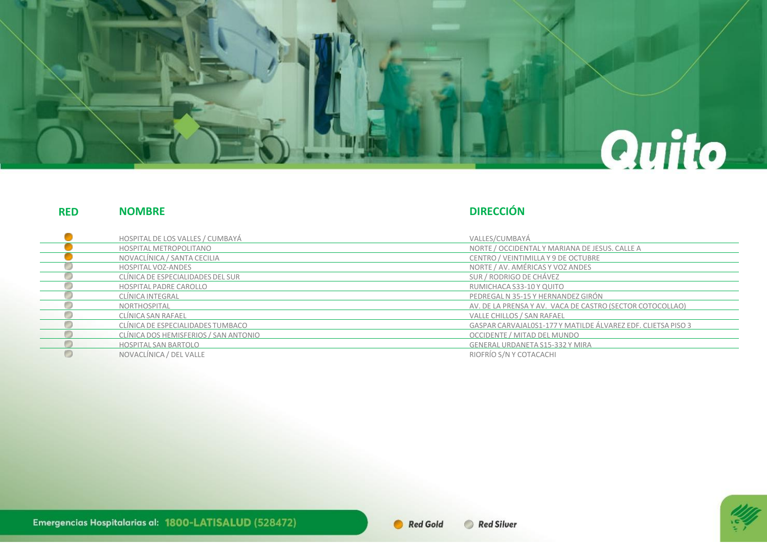# Quito

| RED | NOMBRE | DIRECCIÓN |
|---|---|---|
| Red Gold | HOSPITAL DE LOS VALLES / CUMBAYÁ | VALLES/CUMBAYÁ |
| Red Gold | HOSPITAL METROPOLITANO | NORTE / OCCIDENTAL Y MARIANA DE JESUS. CALLE A |
| Red Gold | NOVACLÍNICA / SANTA CECILIA | CENTRO / VEINTIMILLA Y 9 DE OCTUBRE |
| Red Silver | HOSPITAL VOZ-ANDES | NORTE / AV. AMÉRICAS Y VOZ ANDES |
| Red Silver | CLÍNICA DE ESPECIALIDADES DEL SUR | SUR / RODRIGO DE CHÁVEZ |
| Red Silver | HOSPITAL PADRE CAROLLO | RUMICHACA S33-10 Y QUITO |
| Red Silver | CLÍNICA INTEGRAL | PEDREGAL N 35-15 Y HERNANDEZ GIRÓN |
| Red Silver | NORTHOSPITAL | AV. DE LA PRENSA Y AV. VACA DE CASTRO (SECTOR COTOCOLLAO) |
| Red Silver | CLÍNICA SAN RAFAEL | VALLE CHILLOS / SAN RAFAEL |
| Red Silver | CLÍNICA DE ESPECIALIDADES TUMBACO | GASPAR CARVAJAL0S1-177 Y MATILDE ÁLVAREZ EDF. CLIETSA PISO 3 |
| Red Silver | CLÍNICA DOS HEMISFERIOS / SAN ANTONIO | OCCIDENTE / MITAD DEL MUNDO |
| Red Silver | HOSPITAL SAN BARTOLO | GENERAL URDANETA S15-332 Y MIRA |
| Red Silver | NOVACLÍNICA / DEL VALLE | RIOFRÍO S/N Y COTACACHI |

Emergencias Hospitalarias al: **1800-LATISALUD (528472)**

*Red Gold* *Red Silver*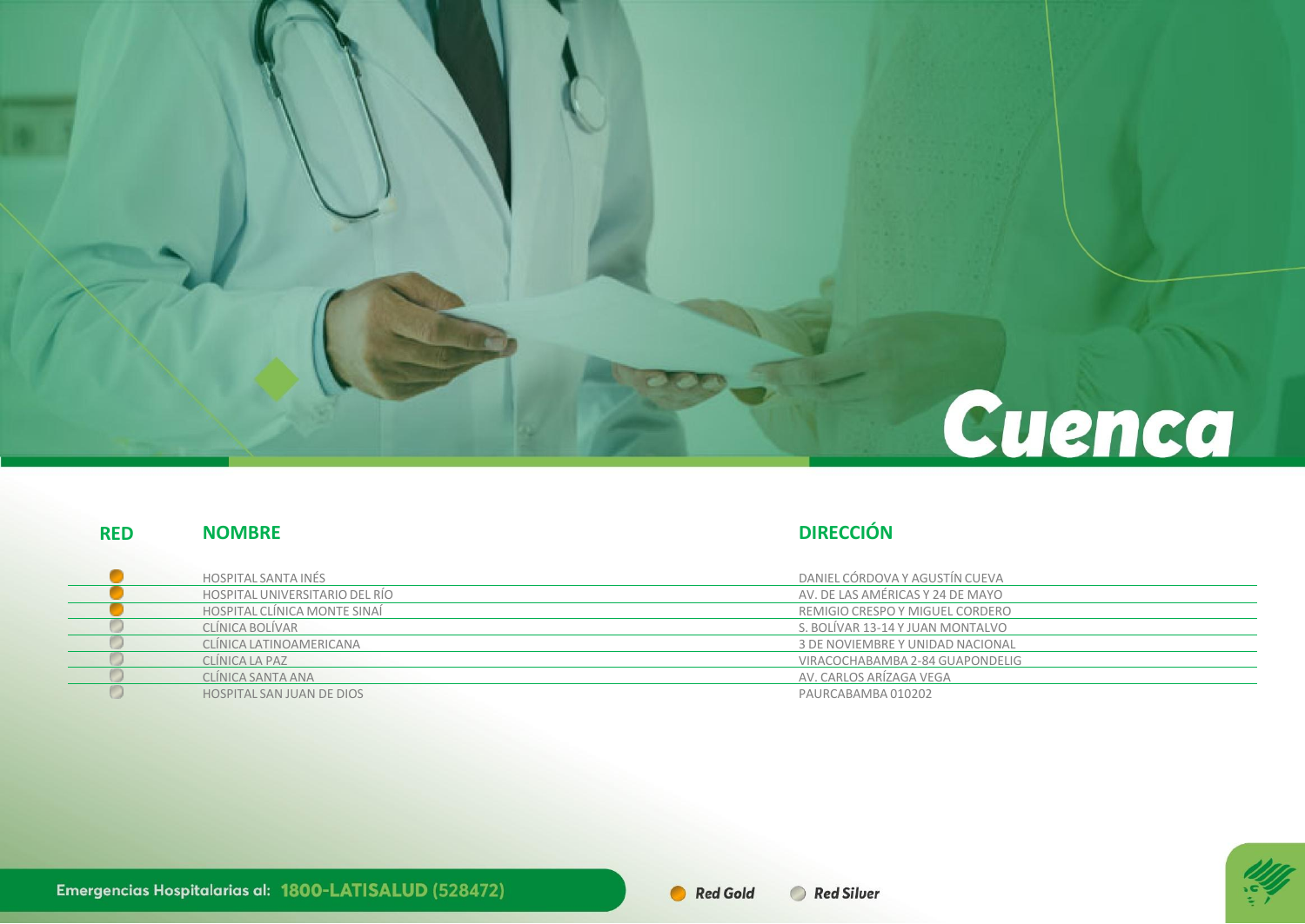# Cuenca

| RED | NOMBRE | DIRECCIÓN |
|---|---|---|
| Red Gold | HOSPITAL SANTA INÉS | DANIEL CÓRDOVA Y AGUSTÍN CUEVA |
| Red Gold | HOSPITAL UNIVERSITARIO DEL RÍO | AV. DE LAS AMÉRICAS Y 24 DE MAYO |
| Red Gold | HOSPITAL CLÍNICA MONTE SINAÍ | REMIGIO CRESPO Y MIGUEL CORDERO |
| Red Silver | CLÍNICA BOLÍVAR | S. BOLÍVAR 13-14 Y JUAN MONTALVO |
| Red Silver | CLÍNICA LATINOAMERICANA | 3 DE NOVIEMBRE Y UNIDAD NACIONAL |
| Red Silver | CLÍNICA LA PAZ | VIRACOCHABAMBA 2-84 GUAPONDELIG |
| Red Silver | CLÍNICA SANTA ANA | AV. CARLOS ARÍZAGA VEGA |
| Red Silver | HOSPITAL SAN JUAN DE DIOS | PAURCABAMBA 010202 |

Emergencias Hospitalarias al: **1800-LATISALUD (528472)**

*Red Gold* *Red Silver*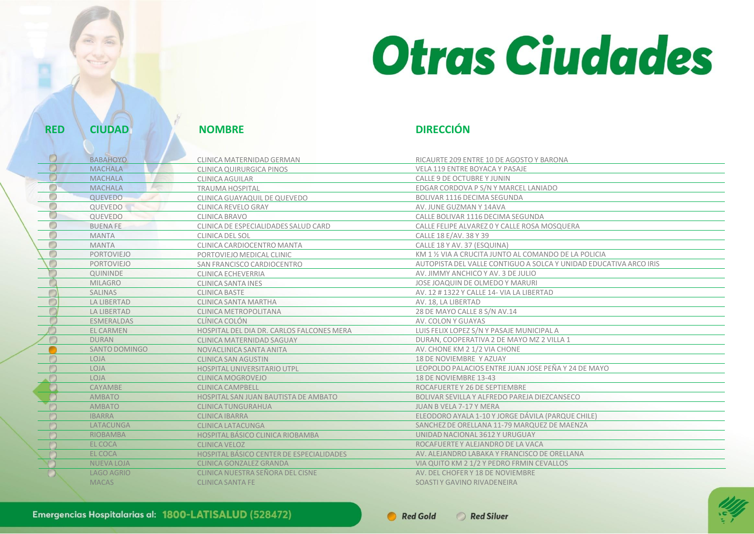# Otras Ciudades

| RED | CIUDAD | NOMBRE | DIRECCIÓN |
|---|---|---|---|
| Red Silver | BABAHOYO | CLINICA MATERNIDAD GERMAN | RICAURTE 209 ENTRE 10 DE AGOSTO Y BARONA |
| Red Silver | MACHALA | CLINICA QUIRURGICA PINOS | VELA 119 ENTRE BOYACA Y PASAJE |
| Red Silver | MACHALA | CLINICA AGUILAR | CALLE 9 DE OCTUBRE Y JUNIN |
| Red Silver | MACHALA | TRAUMA HOSPITAL | EDGAR CORDOVA P S/N Y MARCEL LANIADO |
| Red Silver | QUEVEDO | CLINICA GUAYAQUIL DE QUEVEDO | BOLIVAR 1116 DECIMA SEGUNDA |
| Red Silver | QUEVEDO | CLINICA REVELO GRAY | AV. JUNE GUZMAN Y 14AVA |
| Red Silver | QUEVEDO | CLINICA BRAVO | CALLE BOLIVAR 1116 DECIMA SEGUNDA |
| Red Silver | BUENA FE | CLINICA DE ESPECIALIDADES SALUD CARD | CALLE FELIPE ALVAREZ 0 Y CALLE ROSA MOSQUERA |
| Red Silver | MANTA | CLINICA DEL SOL | CALLE 18 E/AV. 38 Y 39 |
| Red Silver | MANTA | CLINICA CARDIOCENTRO MANTA | CALLE 18 Y AV. 37 (ESQUINA) |
| Red Silver | PORTOVIEJO | PORTOVIEJO MEDICAL CLINIC | KM 1 ½ VIA A CRUCITA JUNTO AL COMANDO DE LA POLICIA |
| Red Silver | PORTOVIEJO | SAN FRANCISCO CARDIOCENTRO | AUTOPISTA DEL VALLE CONTIGUO A SOLCA Y UNIDAD EDUCATIVA ARCO IRIS |
| Red Silver | QUININDE | CLINICA ECHEVERRIA | AV. JIMMY ANCHICO Y AV. 3 DE JULIO |
| Red Silver | MILAGRO | CLINICA SANTA INES | JOSE JOAQUIN DE OLMEDO Y MARURI |
| Red Silver | SALINAS | CLINICA BASTE | AV. 12 # 1322 Y CALLE 14- VIA LA LIBERTAD |
| Red Silver | LA LIBERTAD | CLINICA SANTA MARTHA | AV. 18, LA LIBERTAD |
| Red Silver | LA LIBERTAD | CLINICA METROPOLITANA | 28 DE MAYO CALLE 8 S/N AV.14 |
| Red Silver | ESMERALDAS | CLÍNICA COLÓN | AV. COLON Y GUAYAS |
| Red Silver | EL CARMEN | HOSPITAL DEL DIA DR. CARLOS FALCONES MERA | LUIS FELIX LOPEZ S/N Y PASAJE MUNICIPAL A |
| Red Silver | DURAN | CLINICA MATERNIDAD SAGUAY | DURAN, COOPERATIVA 2 DE MAYO MZ 2 VILLA 1 |
| Red Gold | SANTO DOMINGO | NOVACLINICA SANTA ANITA | AV. CHONE KM 2 1/2 VIA CHONE |
| Red Silver | LOJA | CLINICA SAN AGUSTIN | 18 DE NOVIEMBRE Y AZUAY |
| Red Silver | LOJA | HOSPITAL UNIVERSITARIO UTPL | LEOPOLDO PALACIOS ENTRE JUAN JOSE PEÑA Y 24 DE MAYO |
| Red Silver | LOJA | CLINICA MOGROVEJO | 18 DE NOVIEMBRE 13-43 |
| Red Silver | CAYAMBE | CLINICA CAMPBELL | ROCAFUERTE Y 26 DE SEPTIEMBRE |
| Red Silver | AMBATO | HOSPITAL SAN JUAN BAUTISTA DE AMBATO | BOLIVAR SEVILLA Y ALFREDO PAREJA DIEZCANSECO |
| Red Silver | AMBATO | CLINICA TUNGURAHUA | JUAN B VELA 7-17 Y MERA |
| Red Silver | IBARRA | CLINICA IBARRA | ELEODORO AYALA 1-10 Y JORGE DÁVILA (PARQUE CHILE) |
| Red Silver | LATACUNGA | CLINICA LATACUNGA | SANCHEZ DE ORELLANA 11-79 MARQUEZ DE MAENZA |
| Red Silver | RIOBAMBA | HOSPITAL BÁSICO CLINICA RIOBAMBA | UNIDAD NACIONAL 3612 Y URUGUAY |
| Red Silver | EL COCA | CLINICA VELOZ | ROCAFUERTE Y ALEJANDRO DE LA VACA |
| Red Silver | EL COCA | HOSPITAL BÁSICO CENTER DE ESPECIALIDADES | AV. ALEJANDRO LABAKA Y FRANCISCO DE ORELLANA |
| Red Silver | NUEVA LOJA | CLINICA GONZALEZ GRANDA | VIA QUITO KM 2 1/2 Y PEDRO FRMIN CEVALLOS |
| Red Silver | LAGO AGRIO | CLINICA NUESTRA SEÑORA DEL CISNE | AV. DEL CHOFER Y 18 DE NOVIEMBRE |
| | MACAS | CLINICA SANTA FE | SOASTI Y GAVINO RIVADENEIRA |

Emergencias Hospitalarias al: **1800-LATISALUD (528472)**

*Red Gold* *Red Siluer*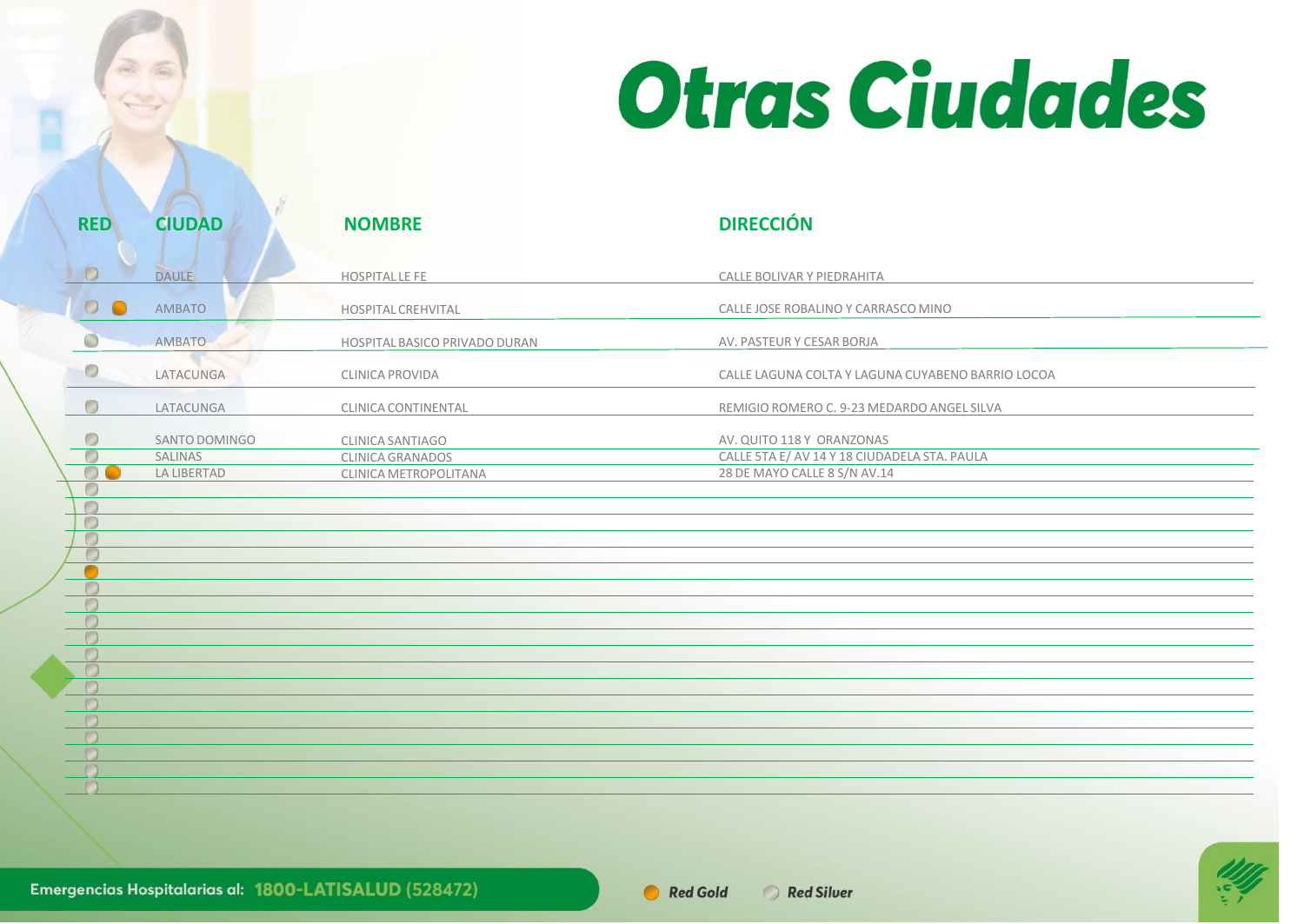# Otras Ciudades

| RED | CIUDAD | NOMBRE | DIRECCIÓN |
|---|---|---|---|
| Red Siluer | DAULE | HOSPITAL LE FE | CALLE BOLIVAR Y PIEDRAHITA |
| Red Siluer, Red Gold | AMBATO | HOSPITAL CREHVITAL | CALLE JOSE ROBALINO Y CARRASCO MINO |
| Red Siluer | AMBATO | HOSPITAL BASICO PRIVADO DURAN | AV. PASTEUR Y CESAR BORJA |
| Red Siluer | LATACUNGA | CLINICA PROVIDA | CALLE LAGUNA COLTA Y LAGUNA CUYABENO BARRIO LOCOA |
| Red Siluer | LATACUNGA | CLINICA CONTINENTAL | REMIGIO ROMERO C. 9-23 MEDARDO ANGEL SILVA |
| Red Siluer | SANTO DOMINGO | CLINICA SANTIAGO | AV. QUITO 118 Y ORANZONAS |
| Red Siluer | SALINAS | CLINICA GRANADOS | CALLE 5TA E/ AV 14 Y 18 CIUDADELA STA. PAULA |
| Red Siluer, Red Gold | LA LIBERTAD | CLINICA METROPOLITANA | 28 DE MAYO CALLE 8 S/N AV.14 |

Emergencias Hospitalarias al: 1800-LATISALUD (528472)

*Red Gold* *Red Siluer*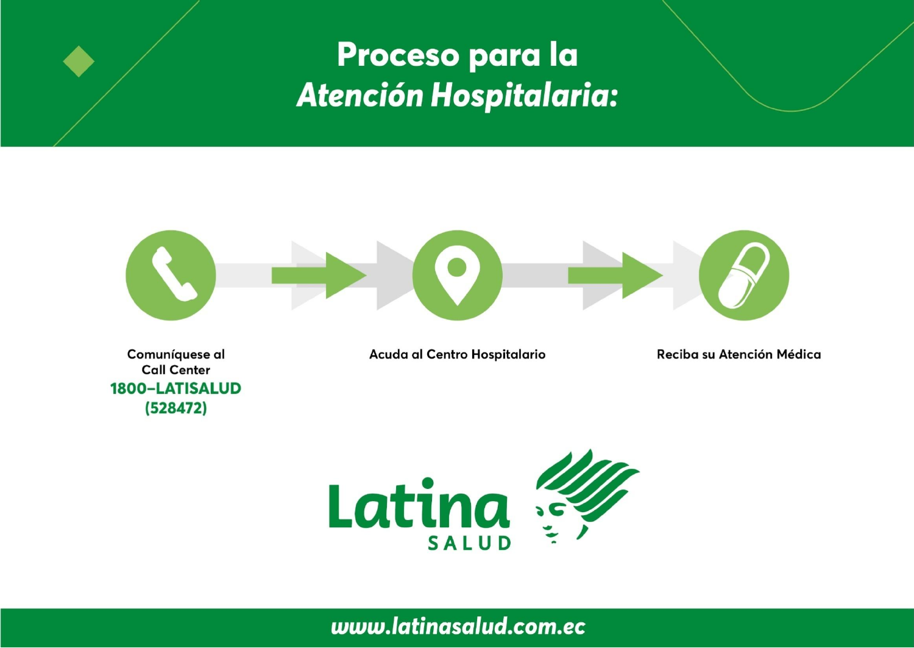# Proceso para la *Atención Hospitalaria:*

Comuníquese al Call Center
**1800–LATISALUD (528472)**

Acuda al Centro Hospitalario

Reciba su Atención Médica

Latina SALUD

***www.latinasalud.com.ec***